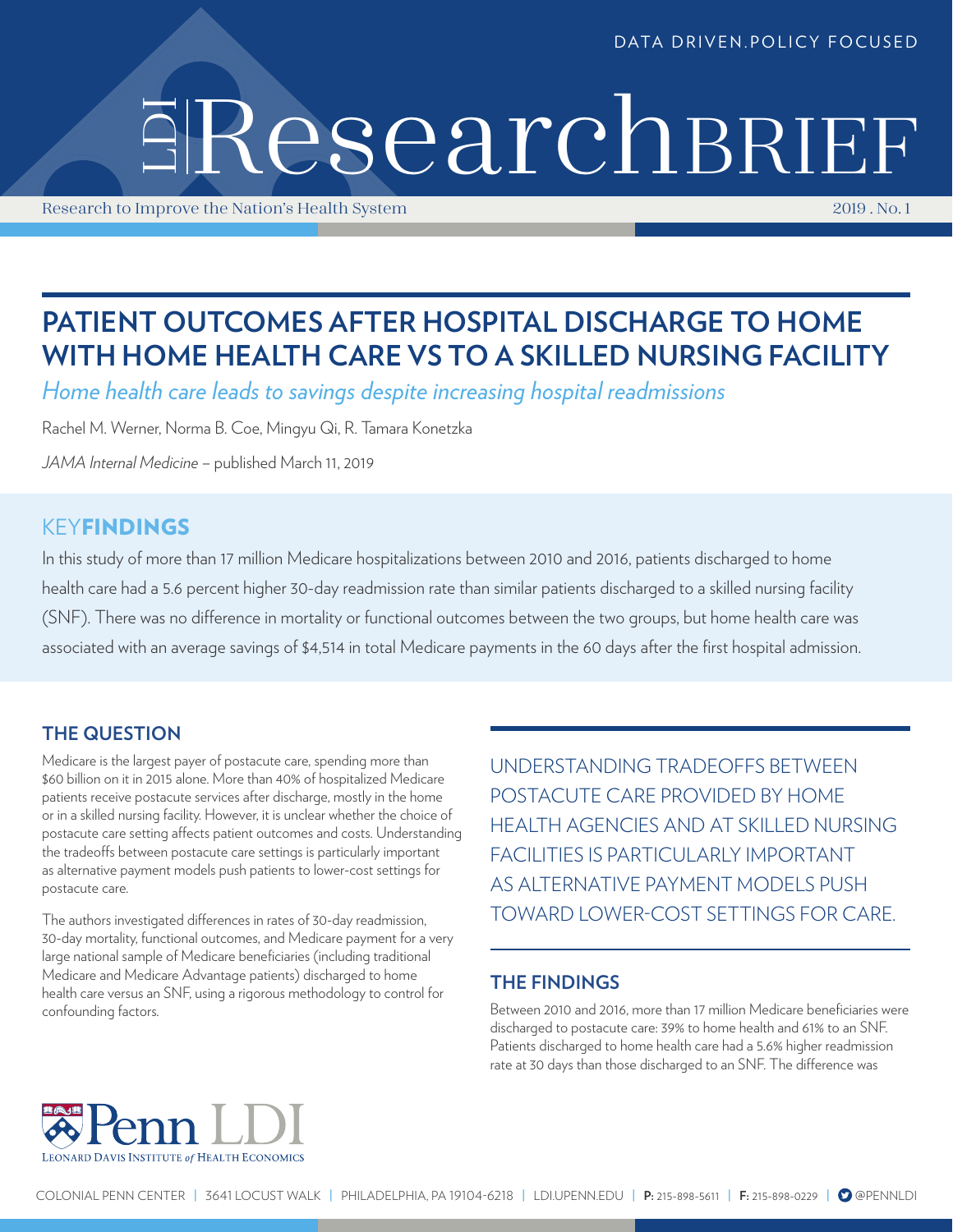# LDI Research BRIEF

DATA DRIVEN.POLICY FOCUSED

Research to Improve the Nation's Health System

2019 . No. 1

## PATIENT OUTCOMES AFTER HOSPITAL DISCHARGE TO HOME WITH HOME HEALTH CARE VS TO A SKILLED NURSING FACILITY

*Home health care leads to savings despite increasing hospital readmissions*

Rachel M. Werner, Norma B. Coe, Mingyu Qi, R. Tamara Konetzka

*JAMA Internal Medicine* – published March 11, 2019

## KEY FINDINGS

In this study of more than 17 million Medicare hospitalizations between 2010 and 2016, patients discharged to home health care had a 5.6 percent higher 30-day readmission rate than similar patients discharged to a skilled nursing facility (SNF). There was no difference in mortality or functional outcomes between the two groups, but home health care was associated with an average savings of $4,514 in total Medicare payments in the 60 days after the first hospital admission.

### THE QUESTION

Medicare is the largest payer of postacute care, spending more than $60 billion on it in 2015 alone. More than 40% of hospitalized Medicare patients receive postacute services after discharge, mostly in the home or in a skilled nursing facility. However, it is unclear whether the choice of postacute care setting affects patient outcomes and costs. Understanding the tradeoffs between postacute care settings is particularly important as alternative payment models push patients to lower-cost settings for postacute care.

The authors investigated differences in rates of 30-day readmission, 30-day mortality, functional outcomes, and Medicare payment for a very large national sample of Medicare beneficiaries (including traditional Medicare and Medicare Advantage patients) discharged to home health care versus an SNF, using a rigorous methodology to control for confounding factors.

UNDERSTANDING TRADEOFFS BETWEEN POSTACUTE CARE PROVIDED BY HOME HEALTH AGENCIES AND AT SKILLED NURSING FACILITIES IS PARTICULARLY IMPORTANT AS ALTERNATIVE PAYMENT MODELS PUSH TOWARD LOWER-COST SETTINGS FOR CARE.

### THE FINDINGS

Between 2010 and 2016, more than 17 million Medicare beneficiaries were discharged to postacute care: 39% to home health and 61% to an SNF. Patients discharged to home health care had a 5.6% higher readmission rate at 30 days than those discharged to an SNF. The difference was

Penn LDI — LEONARD DAVIS INSTITUTE *of* HEALTH ECONOMICS

COLONIAL PENN CENTER | 3641 LOCUST WALK | PHILADELPHIA, PA 19104-6218 | LDI.UPENN.EDU | P: 215-898-5611 | F: 215-898-0229 | @PENNLDI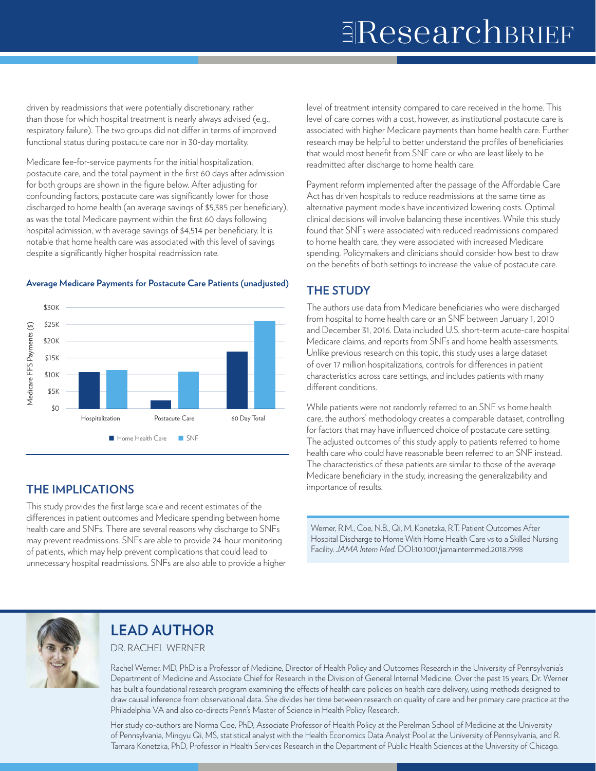driven by readmissions that were potentially discretionary, rather than those for which hospital treatment is nearly always advised (e.g., respiratory failure). The two groups did not differ in terms of improved functional status during postacute care nor in 30-day mortality.

Medicare fee-for-service payments for the initial hospitalization, postacute care, and the total payment in the first 60 days after admission for both groups are shown in the figure below. After adjusting for confounding factors, postacute care was significantly lower for those discharged to home health (an average savings of $5,385 per beneficiary), as was the total Medicare payment within the first 60 days following hospital admission, with average savings of $4,514 per beneficiary. It is notable that home health care was associated with this level of savings despite a significantly higher hospital readmission rate.

**Average Medicare Payments for Postacute Care Patients (unadjusted)**

Medicare FFS Payments ($)

$30K
$25K
$20K
$15K
$10K
$5K
$0

Hospitalization
Postacute Care
60 Day Total

Home Health Care
SNF

## THE IMPLICATIONS

This study provides the first large scale and recent estimates of the differences in patient outcomes and Medicare spending between home health care and SNFs. There are several reasons why discharge to SNFs may prevent readmissions. SNFs are able to provide 24-hour monitoring of patients, which may help prevent complications that could lead to unnecessary hospital readmissions. SNFs are also able to provide a higher level of treatment intensity compared to care received in the home. This level of care comes with a cost, however, as institutional postacute care is associated with higher Medicare payments than home health care. Further research may be helpful to better understand the profiles of beneficiaries that would most benefit from SNF care or who are least likely to be readmitted after discharge to home health care.

Payment reform implemented after the passage of the Affordable Care Act has driven hospitals to reduce readmissions at the same time as alternative payment models have incentivized lowering costs. Optimal clinical decisions will involve balancing these incentives. While this study found that SNFs were associated with reduced readmissions compared to home health care, they were associated with increased Medicare spending. Policymakers and clinicians should consider how best to draw on the benefits of both settings to increase the value of postacute care.

## THE STUDY

The authors use data from Medicare beneficiaries who were discharged from hospital to home health care or an SNF between January 1, 2010 and December 31, 2016. Data included U.S. short-term acute-care hospital Medicare claims, and reports from SNFs and home health assessments. Unlike previous research on this topic, this study uses a large dataset of over 17 million hospitalizations, controls for differences in patient characteristics across care settings, and includes patients with many different conditions.

While patients were not randomly referred to an SNF vs home health care, the authors' methodology creates a comparable dataset, controlling for factors that may have influenced choice of postacute care setting. The adjusted outcomes of this study apply to patients referred to home health care who could have reasonable been referred to an SNF instead. The characteristics of these patients are similar to those of the average Medicare beneficiary in the study, increasing the generalizability and importance of results.

Werner, R.M., Coe, N.B., Qi, M, Konetzka, R.T. Patient Outcomes After Hospital Discharge to Home With Home Health Care vs to a Skilled Nursing Facility. *JAMA Intern Med.* DOI:10.1001/jamainternmed.2018.7998

## LEAD AUTHOR

DR. RACHEL WERNER

Rachel Werner, MD, PhD is a Professor of Medicine, Director of Health Policy and Outcomes Research in the University of Pennsylvania's Department of Medicine and Associate Chief for Research in the Division of General Internal Medicine. Over the past 15 years, Dr. Werner has built a foundational research program examining the effects of health care policies on health care delivery, using methods designed to draw causal inference from observational data. She divides her time between research on quality of care and her primary care practice at the Philadelphia VA and also co-directs Penn's Master of Science in Health Policy Research.

Her study co-authors are Norma Coe, PhD, Associate Professor of Health Policy at the Perelman School of Medicine at the University of Pennsylvania, Mingyu Qi, MS, statistical analyst with the Health Economics Data Analyst Pool at the University of Pennsylvania, and R. Tamara Konetzka, PhD, Professor in Health Services Research in the Department of Public Health Sciences at the University of Chicago.